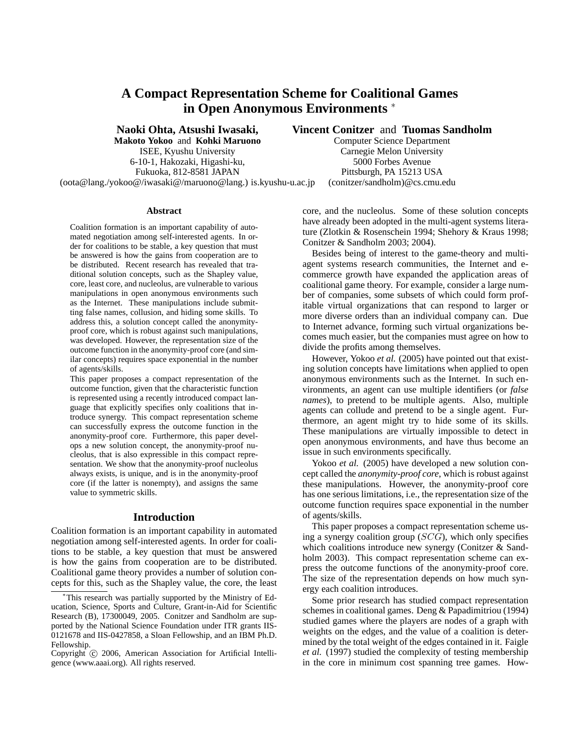# A Compact Representation Scheme for Coalitional Games in Open Anonymous Environments *

**Naoki Ohta, Atsushi Iwasaki,**
**Makoto Yokoo** and **Kohki Maruono**
ISEE, Kyushu University
6-10-1, Hakozaki, Higashi-ku,
Fukuoka, 812-8581 JAPAN
(oota@lang./yokoo@/iwasaki@/maruono@lang.) is.kyushu-u.ac.jp

**Vincent Conitzer** and **Tuomas Sandholm**
Computer Science Department
Carnegie Melon University
5000 Forbes Avenue
Pittsburgh, PA 15213 USA
(conitzer/sandholm)@cs.cmu.edu

## Abstract

Coalition formation is an important capability of automated negotiation among self-interested agents. In order for coalitions to be stable, a key question that must be answered is how the gains from cooperation are to be distributed. Recent research has revealed that traditional solution concepts, such as the Shapley value, core, least core, and nucleolus, are vulnerable to various manipulations in open anonymous environments such as the Internet. These manipulations include submitting false names, collusion, and hiding some skills. To address this, a solution concept called the anonymity-proof core, which is robust against such manipulations, was developed. However, the representation size of the outcome function in the anonymity-proof core (and similar concepts) requires space exponential in the number of agents/skills.

This paper proposes a compact representation of the outcome function, given that the characteristic function is represented using a recently introduced compact language that explicitly specifies only coalitions that introduce synergy. This compact representation scheme can successfully express the outcome function in the anonymity-proof core. Furthermore, this paper develops a new solution concept, the anonymity-proof nucleolus, that is also expressible in this compact representation. We show that the anonymity-proof nucleolus always exists, is unique, and is in the anonymity-proof core (if the latter is nonempty), and assigns the same value to symmetric skills.

## Introduction

Coalition formation is an important capability in automated negotiation among self-interested agents. In order for coalitions to be stable, a key question that must be answered is how the gains from cooperation are to be distributed. Coalitional game theory provides a number of solution concepts for this, such as the Shapley value, the core, the least core, and the nucleolus. Some of these solution concepts have already been adopted in the multi-agent systems literature (Zlotkin & Rosenschein 1994; Shehory & Kraus 1998; Conitzer & Sandholm 2003; 2004).

Besides being of interest to the game-theory and multi-agent systems research communities, the Internet and e-commerce growth have expanded the application areas of coalitional game theory. For example, consider a large number of companies, some subsets of which could form profitable virtual organizations that can respond to larger or more diverse orders than an individual company can. Due to Internet advance, forming such virtual organizations becomes much easier, but the companies must agree on how to divide the profits among themselves.

However, Yokoo *et al.* (2005) have pointed out that existing solution concepts have limitations when applied to open anonymous environments such as the Internet. In such environments, an agent can use multiple identifiers (or *false names*), to pretend to be multiple agents. Also, multiple agents can collude and pretend to be a single agent. Furthermore, an agent might try to hide some of its skills. These manipulations are virtually impossible to detect in open anonymous environments, and have thus become an issue in such environments specifically.

Yokoo *et al.* (2005) have developed a new solution concept called the *anonymity-proof core*, which is robust against these manipulations. However, the anonymity-proof core has one serious limitations, i.e., the representation size of the outcome function requires space exponential in the number of agents/skills.

This paper proposes a compact representation scheme using a synergy coalition group ($SCG$), which only specifies which coalitions introduce new synergy (Conitzer & Sandholm 2003). This compact representation scheme can express the outcome functions of the anonymity-proof core. The size of the representation depends on how much synergy each coalition introduces.

Some prior research has studied compact representation schemes in coalitional games. Deng & Papadimitriou (1994) studied games where the players are nodes of a graph with weights on the edges, and the value of a coalition is determined by the total weight of the edges contained in it. Faigle *et al.* (1997) studied the complexity of testing membership in the core in minimum cost spanning tree games. How-

*This research was partially supported by the Ministry of Education, Science, Sports and Culture, Grant-in-Aid for Scientific Research (B), 17300049, 2005. Conitzer and Sandholm are supported by the National Science Foundation under ITR grants IIS-0121678 and IIS-0427858, a Sloan Fellowship, and an IBM Ph.D. Fellowship.

Copyright © 2006, American Association for Artificial Intelligence (www.aaai.org). All rights reserved.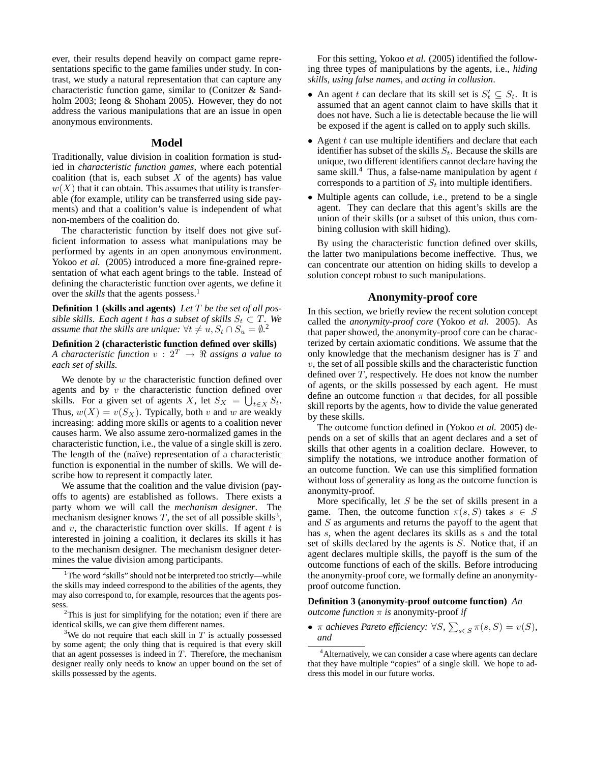ever, their results depend heavily on compact game representations specific to the game families under study. In contrast, we study a natural representation that can capture any characteristic function game, similar to (Conitzer & Sandholm 2003; Ieong & Shoham 2005). However, they do not address the various manipulations that are an issue in open anonymous environments.

## Model

Traditionally, value division in coalition formation is studied in *characteristic function games*, where each potential coalition (that is, each subset $X$ of the agents) has value $w(X)$ that it can obtain. This assumes that utility is transferable (for example, utility can be transferred using side payments) and that a coalition's value is independent of what non-members of the coalition do.

The characteristic function by itself does not give sufficient information to assess what manipulations may be performed by agents in an open anonymous environment. Yokoo *et al.* (2005) introduced a more fine-grained representation of what each agent brings to the table. Instead of defining the characteristic function over agents, we define it over the *skills* that the agents possess.[1]

**Definition 1 (skills and agents)** *Let $T$ be the set of all possible skills. Each agent $t$ has a subset of skills $S_t \subset T$. We assume that the skills are unique: $\forall t \neq u, S_t \cap S_u = \emptyset$.*[2]

**Definition 2 (characteristic function defined over skills)** *A characteristic function $v : 2^T \to \Re$ assigns a value to each set of skills.*

We denote by $w$ the characteristic function defined over agents and by $v$ the characteristic function defined over skills. For a given set of agents $X$, let $S_X = \bigcup_{t \in X} S_t$. Thus, $w(X) = v(S_X)$. Typically, both $v$ and $w$ are weakly increasing: adding more skills or agents to a coalition never causes harm. We also assume zero-normalized games in the characteristic function, i.e., the value of a single skill is zero. The length of the (naïve) representation of a characteristic function is exponential in the number of skills. We will describe how to represent it compactly later.

We assume that the coalition and the value division (payoffs to agents) are established as follows. There exists a party whom we will call the *mechanism designer*. The mechanism designer knows $T$, the set of all possible skills[3], and $v$, the characteristic function over skills. If agent $t$ is interested in joining a coalition, it declares its skills it has to the mechanism designer. The mechanism designer determines the value division among participants.

For this setting, Yokoo *et al.* (2005) identified the following three types of manipulations by the agents, i.e., *hiding skills*, *using false names*, and *acting in collusion*.

- An agent $t$ can declare that its skill set is $S'_t \subseteq S_t$. It is assumed that an agent cannot claim to have skills that it does not have. Such a lie is detectable because the lie will be exposed if the agent is called on to apply such skills.
- Agent $t$ can use multiple identifiers and declare that each identifier has subset of the skills $S_t$. Because the skills are unique, two different identifiers cannot declare having the same skill.[4] Thus, a false-name manipulation by agent $t$ corresponds to a partition of $S_t$ into multiple identifiers.
- Multiple agents can collude, i.e., pretend to be a single agent. They can declare that this agent's skills are the union of their skills (or a subset of this union, thus combining collusion with skill hiding).

By using the characteristic function defined over skills, the latter two manipulations become ineffective. Thus, we can concentrate our attention on hiding skills to develop a solution concept robust to such manipulations.

## Anonymity-proof core

In this section, we briefly review the recent solution concept called the *anonymity-proof core* (Yokoo *et al.* 2005). As that paper showed, the anonymity-proof core can be characterized by certain axiomatic conditions. We assume that the only knowledge that the mechanism designer has is $T$ and $v$, the set of all possible skills and the characteristic function defined over $T$, respectively. He does not know the number of agents, or the skills possessed by each agent. He must define an outcome function $\pi$ that decides, for all possible skill reports by the agents, how to divide the value generated by these skills.

The outcome function defined in (Yokoo *et al.* 2005) depends on a set of skills that an agent declares and a set of skills that other agents in a coalition declare. However, to simplify the notations, we introduce another formation of an outcome function. We can use this simplified formation without loss of generality as long as the outcome function is anonymity-proof.

More specifically, let $S$ be the set of skills present in a game. Then, the outcome function $\pi(s, S)$ takes $s \in S$ and $S$ as arguments and returns the payoff to the agent that has $s$, when the agent declares its skills as $s$ and the total set of skills declared by the agents is $S$. Notice that, if an agent declares multiple skills, the payoff is the sum of the outcome functions of each of the skills. Before introducing the anonymity-proof core, we formally define an anonymity-proof outcome function.

**Definition 3 (anonymity-proof outcome function)** *An outcome function $\pi$ is* anonymity-proof *if*

- *$\pi$ achieves Pareto efficiency: $\forall S, \sum_{s \in S} \pi(s, S) = v(S)$, and*

[1] The word "skills" should not be interpreted too strictly—while the skills may indeed correspond to the abilities of the agents, they may also correspond to, for example, resources that the agents possess.

[2] This is just for simplifying for the notation; even if there are identical skills, we can give them different names.

[3] We do not require that each skill in $T$ is actually possessed by some agent; the only thing that is required is that every skill that an agent possesses is indeed in $T$. Therefore, the mechanism designer really only needs to know an upper bound on the set of skills possessed by the agents.

[4] Alternatively, we can consider a case where agents can declare that they have multiple "copies" of a single skill. We hope to address this model in our future works.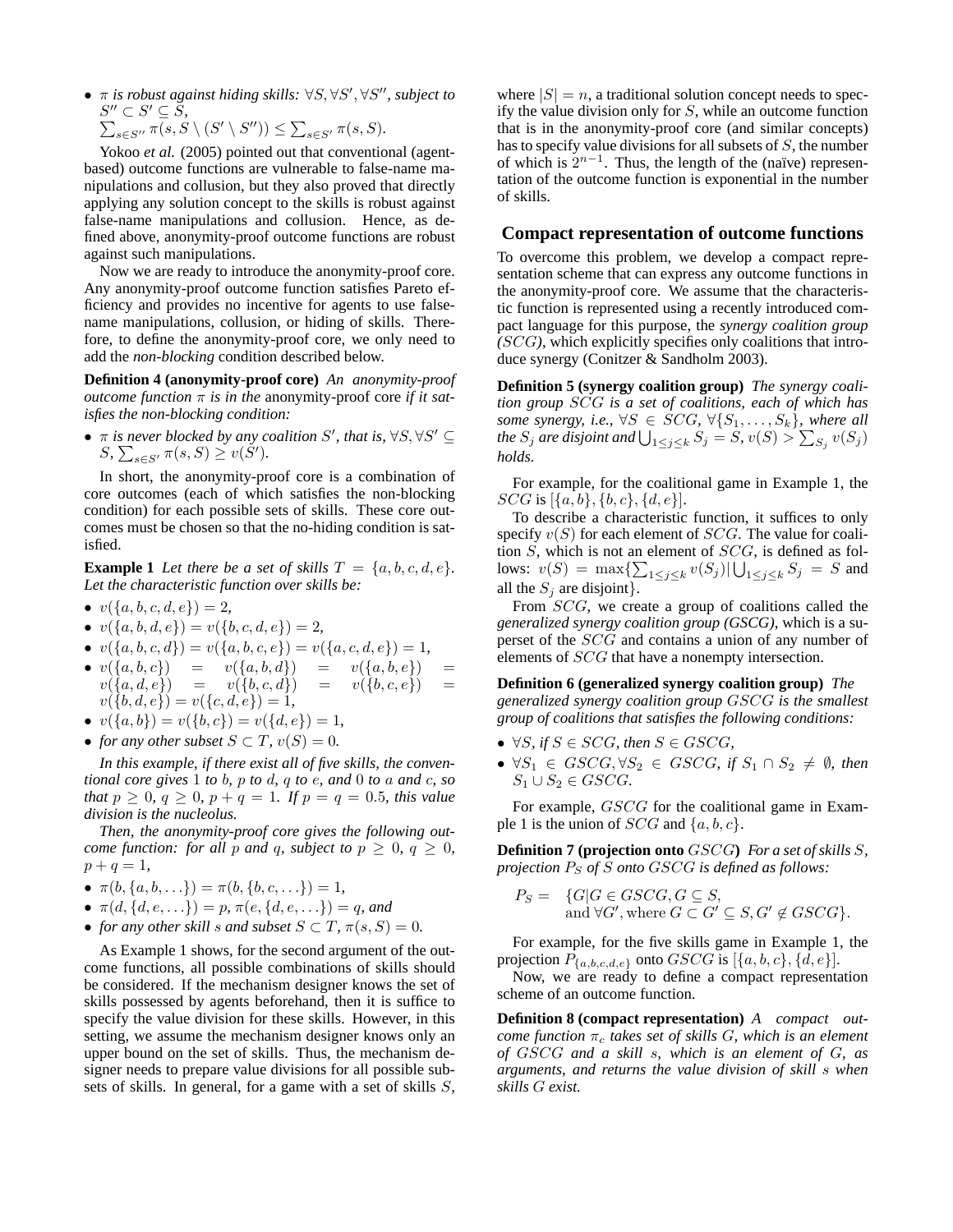- $\pi$ *is robust against hiding skills:* $\forall S, \forall S', \forall S''$, *subject to* $S'' \subset S' \subseteq S$, $\sum_{s \in S''} \pi(s, S \setminus (S' \setminus S'')) \leq \sum_{s \in S'} \pi(s, S)$.

Yokoo *et al.* (2005) pointed out that conventional (agent-based) outcome functions are vulnerable to false-name manipulations and collusion, but they also proved that directly applying any solution concept to the skills is robust against false-name manipulations and collusion. Hence, as defined above, anonymity-proof outcome functions are robust against such manipulations.

Now we are ready to introduce the anonymity-proof core. Any anonymity-proof outcome function satisfies Pareto efficiency and provides no incentive for agents to use false-name manipulations, collusion, or hiding of skills. Therefore, to define the anonymity-proof core, we only need to add the *non-blocking* condition described below.

**Definition 4 (anonymity-proof core)** *An anonymity-proof outcome function* $\pi$ *is in the* anonymity-proof core *if it satisfies the non-blocking condition:*

- $\pi$ *is never blocked by any coalition* $S'$, *that is,* $\forall S, \forall S' \subseteq S$, $\sum_{s \in S'} \pi(s, S) \geq v(S')$.

In short, the anonymity-proof core is a combination of core outcomes (each of which satisfies the non-blocking condition) for each possible sets of skills. These core outcomes must be chosen so that the no-hiding condition is satisfied.

**Example 1** *Let there be a set of skills* $T = \{a, b, c, d, e\}$. *Let the characteristic function over skills be:*

- $v(\{a, b, c, d, e\}) = 2$,
- $v(\{a, b, d, e\}) = v(\{b, c, d, e\}) = 2$,
- $v(\{a, b, c, d\}) = v(\{a, b, c, e\}) = v(\{a, c, d, e\}) = 1$,
- $v(\{a, b, c\}) = v(\{a, b, d\}) = v(\{a, b, e\}) = v(\{a, d, e\}) = v(\{b, c, d\}) = v(\{b, c, e\}) = v(\{b, d, e\}) = v(\{c, d, e\}) = 1$,
- $v(\{a, b\}) = v(\{b, c\}) = v(\{d, e\}) = 1$,
- *for any other subset* $S \subset T$, $v(S) = 0$.

*In this example, if there exist all of five skills, the conventional core gives* $1$ *to* $b$, $p$ *to* $d$, $q$ *to* $e$, *and* $0$ *to* $a$ *and* $c$, *so that* $p \geq 0$, $q \geq 0$, $p + q = 1$. *If* $p = q = 0.5$, *this value division is the nucleolus.*

*Then, the anonymity-proof core gives the following outcome function: for all* $p$ *and* $q$, *subject to* $p \geq 0$, $q \geq 0$, $p + q = 1$,

- $\pi(b, \{a, b, \ldots\}) = \pi(b, \{b, c, \ldots\}) = 1$,
- $\pi(d, \{d, e, \ldots\}) = p$, $\pi(e, \{d, e, \ldots\}) = q$, *and*
- *for any other skill* $s$ *and subset* $S \subset T$, $\pi(s, S) = 0$.

As Example 1 shows, for the second argument of the outcome functions, all possible combinations of skills should be considered. If the mechanism designer knows the set of skills possessed by agents beforehand, then it is suffice to specify the value division for these skills. However, in this setting, we assume the mechanism designer knows only an upper bound on the set of skills. Thus, the mechanism designer needs to prepare value divisions for all possible subsets of skills. In general, for a game with a set of skills $S$, where $|S| = n$, a traditional solution concept needs to specify the value division only for $S$, while an outcome function that is in the anonymity-proof core (and similar concepts) has to specify value divisions for all subsets of $S$, the number of which is $2^{n-1}$. Thus, the length of the (naïve) representation of the outcome function is exponential in the number of skills.

## Compact representation of outcome functions

To overcome this problem, we develop a compact representation scheme that can express any outcome functions in the anonymity-proof core. We assume that the characteristic function is represented using a recently introduced compact language for this purpose, the *synergy coalition group* $(SCG)$, which explicitly specifies only coalitions that introduce synergy (Conitzer & Sandholm 2003).

**Definition 5 (synergy coalition group)** *The synergy coalition group* $SCG$ *is a set of coalitions, each of which has some synergy, i.e.,* $\forall S \in SCG$, $\forall \{S_1, \ldots, S_k\}$, *where all the* $S_j$ *are disjoint and* $\bigcup_{1 \leq j \leq k} S_j = S$, $v(S) > \sum_{S_j} v(S_j)$ *holds.*

For example, for the coalitional game in Example 1, the $SCG$ is $[\{a, b\}, \{b, c\}, \{d, e\}]$.

To describe a characteristic function, it suffices to only specify $v(S)$ for each element of $SCG$. The value for coalition $S$, which is not an element of $SCG$, is defined as follows: $v(S) = \max\{\sum_{1 \leq j \leq k} v(S_j) | \bigcup_{1 \leq j \leq k} S_j = S$ and all the $S_j$ are disjoint$\}$.

From $SCG$, we create a group of coalitions called the *generalized synergy coalition group (GSCG)*, which is a superset of the $SCG$ and contains a union of any number of elements of $SCG$ that have a nonempty intersection.

**Definition 6 (generalized synergy coalition group)** *The generalized synergy coalition group* $GSCG$ *is the smallest group of coalitions that satisfies the following conditions:*

- $\forall S$, *if* $S \in SCG$, *then* $S \in GSCG$,
- $\forall S_1 \in GSCG, \forall S_2 \in GSCG$, *if* $S_1 \cap S_2 \neq \emptyset$, *then* $S_1 \cup S_2 \in GSCG$.

For example, $GSCG$ for the coalitional game in Example 1 is the union of $SCG$ and $\{a, b, c\}$.

**Definition 7 (projection onto** $GSCG$**)** *For a set of skills* $S$, *projection* $P_S$ *of* $S$ *onto* $GSCG$ *is defined as follows:*

$$P_S = \{G | G \in GSCG, G \subseteq S, \text{ and } \forall G', \text{where } G \subset G' \subseteq S, G' \notin GSCG\}.$$

For example, for the five skills game in Example 1, the projection $P_{\{a,b,c,d,e\}}$ onto $GSCG$ is $[\{a, b, c\}, \{d, e\}]$.

Now, we are ready to define a compact representation scheme of an outcome function.

**Definition 8 (compact representation)** *A compact outcome function* $\pi_c$ *takes set of skills* $G$, *which is an element of* $GSCG$ *and a skill* $s$, *which is an element of* $G$, *as arguments, and returns the value division of skill* $s$ *when skills* $G$ *exist.*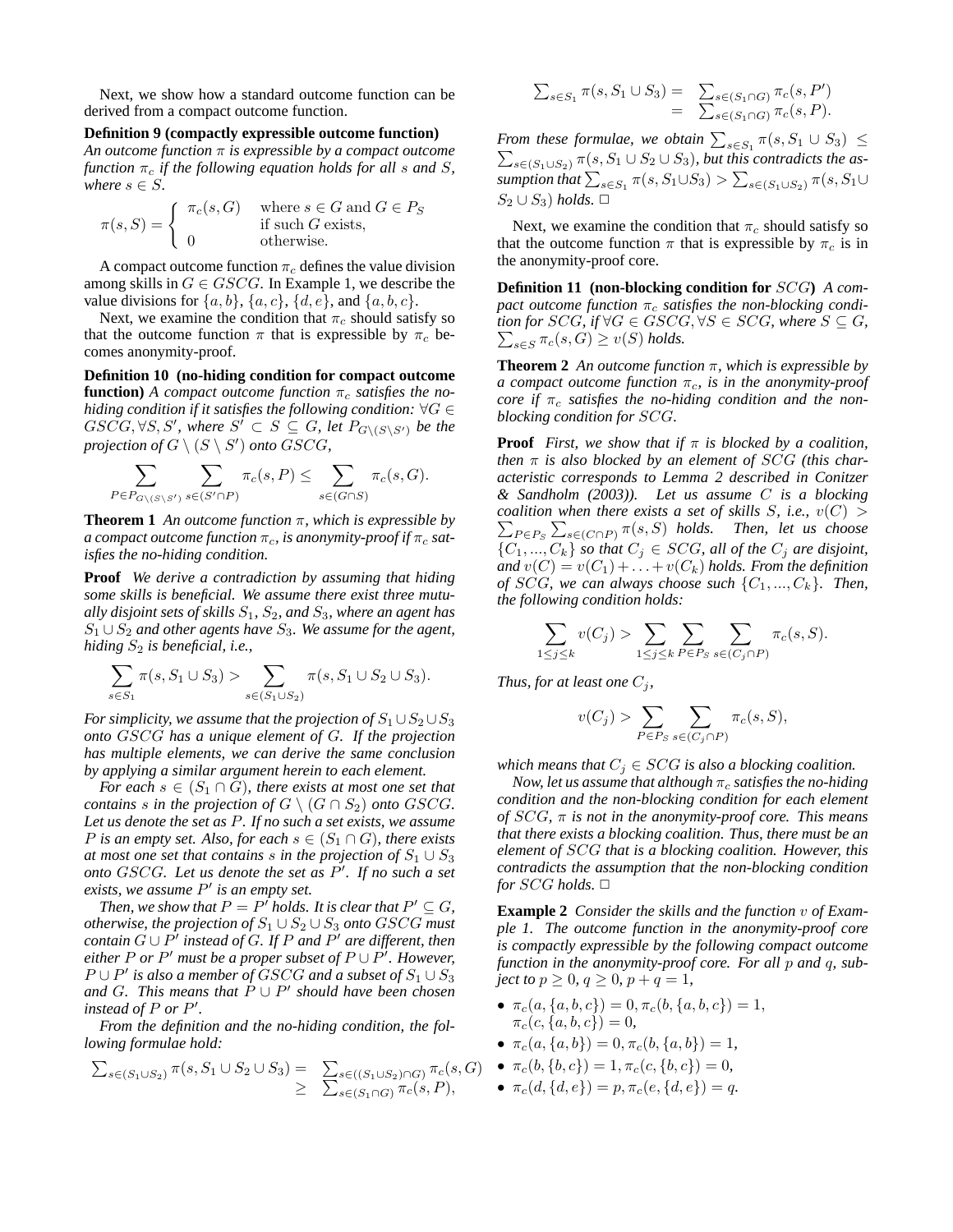Next, we show how a standard outcome function can be derived from a compact outcome function.

**Definition 9 (compactly expressible outcome function)** *An outcome function $\pi$ is expressible by a compact outcome function $\pi_c$ if the following equation holds for all $s$ and $S$, where $s \in S$.*

$$\pi(s, S) = \begin{cases} \pi_c(s, G) & \text{where } s \in G \text{ and } G \in P_S \\ & \text{if such } G \text{ exists,} \\ 0 & \text{otherwise.} \end{cases}$$

A compact outcome function $\pi_c$ defines the value division among skills in $G \in GSCG$. In Example 1, we describe the value divisions for $\{a, b\}$, $\{a, c\}$, $\{d, e\}$, and $\{a, b, c\}$.

Next, we examine the condition that $\pi_c$ should satisfy so that the outcome function $\pi$ that is expressible by $\pi_c$ becomes anonymity-proof.

**Definition 10 (no-hiding condition for compact outcome function)** *A compact outcome function $\pi_c$ satisfies the no-hiding condition if it satisfies the following condition: $\forall G \in GSCG, \forall S, S'$, where $S' \subset S \subseteq G$, let $P_{G \setminus (S \setminus S')}$ be the projection of $G \setminus (S \setminus S')$ onto $GSCG$,*

$$\sum_{P \in P_{G \setminus (S \setminus S')}} \sum_{s \in (S' \cap P)} \pi_c(s, P) \leq \sum_{s \in (G \cap S)} \pi_c(s, G).$$

**Theorem 1** *An outcome function $\pi$, which is expressible by a compact outcome function $\pi_c$, is anonymity-proof if $\pi_c$ satisfies the no-hiding condition.*

**Proof** *We derive a contradiction by assuming that hiding some skills is beneficial. We assume there exist three mutually disjoint sets of skills $S_1$, $S_2$, and $S_3$, where an agent has $S_1 \cup S_2$ and other agents have $S_3$. We assume for the agent, hiding $S_2$ is beneficial, i.e.,*

$$\sum_{s \in S_1} \pi(s, S_1 \cup S_3) > \sum_{s \in (S_1 \cup S_2)} \pi(s, S_1 \cup S_2 \cup S_3).$$

*For simplicity, we assume that the projection of $S_1 \cup S_2 \cup S_3$ onto $GSCG$ has a unique element of $G$. If the projection has multiple elements, we can derive the same conclusion by applying a similar argument herein to each element.*

*For each $s \in (S_1 \cap G)$, there exists at most one set that contains $s$ in the projection of $G \setminus (G \cap S_2)$ onto $GSCG$. Let us denote the set as $P$. If no such a set exists, we assume $P$ is an empty set. Also, for each $s \in (S_1 \cap G)$, there exists at most one set that contains $s$ in the projection of $S_1 \cup S_3$ onto $GSCG$. Let us denote the set as $P'$. If no such a set exists, we assume $P'$ is an empty set.*

*Then, we show that $P = P'$ holds. It is clear that $P' \subseteq G$, otherwise, the projection of $S_1 \cup S_2 \cup S_3$ onto $GSCG$ must contain $G \cup P'$ instead of $G$. If $P$ and $P'$ are different, then either $P$ or $P'$ must be a proper subset of $P \cup P'$. However, $P \cup P'$ is also a member of $GSCG$ and a subset of $S_1 \cup S_3$ and $G$. This means that $P \cup P'$ should have been chosen instead of $P$ or $P'$.*

*From the definition and the no-hiding condition, the following formulae hold:*

$$\begin{aligned} \sum_{s \in (S_1 \cup S_2)} \pi(s, S_1 \cup S_2 \cup S_3) &= \sum_{s \in ((S_1 \cup S_2) \cap G)} \pi_c(s, G) \\ &\geq \sum_{s \in (S_1 \cap G)} \pi_c(s, P), \end{aligned}$$

$$\begin{aligned} \sum_{s \in S_1} \pi(s, S_1 \cup S_3) &= \sum_{s \in (S_1 \cap G)} \pi_c(s, P') \\ &= \sum_{s \in (S_1 \cap G)} \pi_c(s, P). \end{aligned}$$

*From these formulae, we obtain $\sum_{s \in S_1} \pi(s, S_1 \cup S_3) \leq \sum_{s \in (S_1 \cup S_2)} \pi(s, S_1 \cup S_2 \cup S_3)$, but this contradicts the assumption that $\sum_{s \in S_1} \pi(s, S_1 \cup S_3) > \sum_{s \in (S_1 \cup S_2)} \pi(s, S_1 \cup S_2 \cup S_3)$ holds.* □

Next, we examine the condition that $\pi_c$ should satisfy so that the outcome function $\pi$ that is expressible by $\pi_c$ is in the anonymity-proof core.

**Definition 11 (non-blocking condition for $SCG$)** *A compact outcome function $\pi_c$ satisfies the non-blocking condition for $SCG$, if $\forall G \in GSCG, \forall S \in SCG$, where $S \subseteq G$, $\sum_{s \in S} \pi_c(s, G) \geq v(S)$ holds.*

**Theorem 2** *An outcome function $\pi$, which is expressible by a compact outcome function $\pi_c$, is in the anonymity-proof core if $\pi_c$ satisfies the no-hiding condition and the non-blocking condition for $SCG$.*

**Proof** *First, we show that if $\pi$ is blocked by a coalition, then $\pi$ is also blocked by an element of $SCG$ (this characteristic corresponds to Lemma 2 described in Conitzer & Sandholm (2003)). Let us assume $C$ is a blocking coalition when there exists a set of skills $S$, i.e., $v(C) > \sum_{P \in P_S} \sum_{s \in (C \cap P)} \pi(s, S)$ holds. Then, let us choose $\{C_1, ..., C_k\}$ so that $C_j \in SCG$, all of the $C_j$ are disjoint, and $v(C) = v(C_1) + \ldots + v(C_k)$ holds. From the definition of $SCG$, we can always choose such $\{C_1, ..., C_k\}$. Then, the following condition holds:*

$$\sum_{1 \leq j \leq k} v(C_j) > \sum_{1 \leq j \leq k} \sum_{P \in P_S} \sum_{s \in (C_j \cap P)} \pi_c(s, S).$$

*Thus, for at least one $C_j$,*

$$v(C_j) > \sum_{P \in P_S} \sum_{s \in (C_j \cap P)} \pi_c(s, S),$$

*which means that $C_j \in SCG$ is also a blocking coalition.*

*Now, let us assume that although $\pi_c$ satisfies the no-hiding condition and the non-blocking condition for each element of $SCG$, $\pi$ is not in the anonymity-proof core. This means that there exists a blocking coalition. Thus, there must be an element of $SCG$ that is a blocking coalition. However, this contradicts the assumption that the non-blocking condition for $SCG$ holds.* □

**Example 2** *Consider the skills and the function $v$ of Example 1. The outcome function in the anonymity-proof core is compactly expressible by the following compact outcome function in the anonymity-proof core. For all $p$ and $q$, subject to $p \geq 0$, $q \geq 0$, $p + q = 1$,*

- $\pi_c(a, \{a, b, c\}) = 0, \pi_c(b, \{a, b, c\}) = 1, \pi_c(c, \{a, b, c\}) = 0,$
- $\pi_c(a, \{a, b\}) = 0, \pi_c(b, \{a, b\}) = 1,$
- $\pi_c(b, \{b, c\}) = 1, \pi_c(c, \{b, c\}) = 0,$
- $\pi_c(d, \{d, e\}) = p, \pi_c(e, \{d, e\}) = q.$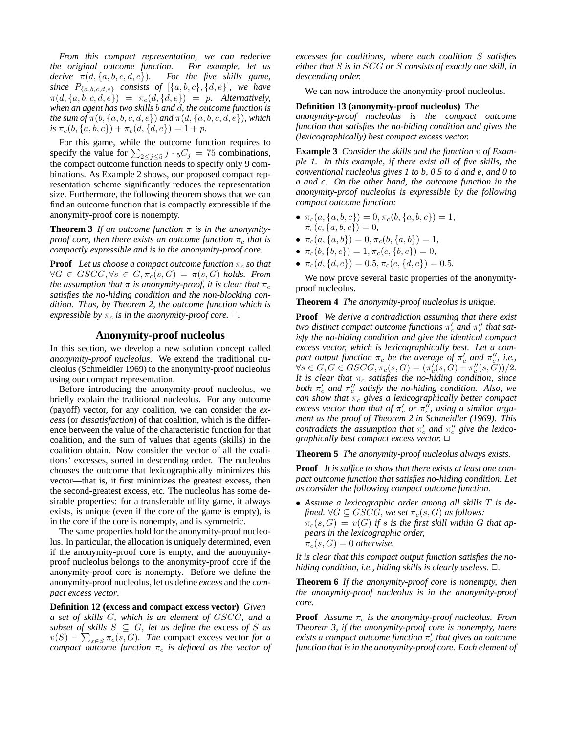*From this compact representation, we can rederive the original outcome function. For example, let us derive $\pi(d, \{a, b, c, d, e\})$. For the five skills game, since $P_{\{a,b,c,d,e\}}$ consists of $[\{a, b, c\}, \{d, e\}]$, we have $\pi(d, \{a, b, c, d, e\}) = \pi_c(d, \{d, e\}) = p$. Alternatively, when an agent has two skills $b$ and $d$, the outcome function is the sum of $\pi(b, \{a, b, c, d, e\})$ and $\pi(d, \{a, b, c, d, e\})$, which is $\pi_c(b, \{a, b, c\}) + \pi_c(d, \{d, e\}) = 1 + p$.*

For this game, while the outcome function requires to specify the value for $\sum_{2 \leq j \leq 5} j \cdot {}_5C_j = 75$ combinations, the compact outcome function needs to specify only 9 combinations. As Example 2 shows, our proposed compact representation scheme significantly reduces the representation size. Furthermore, the following theorem shows that we can find an outcome function that is compactly expressible if the anonymity-proof core is nonempty.

**Theorem 3** *If an outcome function $\pi$ is in the anonymity-proof core, then there exists an outcome function $\pi_c$ that is compactly expressible and is in the anonymity-proof core.*

**Proof** *Let us choose a compact outcome function $\pi_c$ so that $\forall G \in GSCG, \forall s \in G, \pi_c(s, G) = \pi(s, G)$ holds. From the assumption that $\pi$ is anonymity-proof, it is clear that $\pi_c$ satisfies the no-hiding condition and the non-blocking condition. Thus, by Theorem 2, the outcome function which is expressible by $\pi_c$ is in the anonymity-proof core.* □.

## Anonymity-proof nucleolus

In this section, we develop a new solution concept called *anonymity-proof nucleolus*. We extend the traditional nucleolus (Schmeidler 1969) to the anonymity-proof nucleolus using our compact representation.

Before introducing the anonymity-proof nucleolus, we briefly explain the traditional nucleolus. For any outcome (payoff) vector, for any coalition, we can consider the *excess* (or *dissatisfaction*) of that coalition, which is the difference between the value of the characteristic function for that coalition, and the sum of values that agents (skills) in the coalition obtain. Now consider the vector of all the coalitions' excesses, sorted in descending order. The nucleolus chooses the outcome that lexicographically minimizes this vector—that is, it first minimizes the greatest excess, then the second-greatest excess, etc. The nucleolus has some desirable properties: for a transferable utility game, it always exists, is unique (even if the core of the game is empty), is in the core if the core is nonempty, and is symmetric.

The same properties hold for the anonymity-proof nucleolus. In particular, the allocation is uniquely determined, even if the anonymity-proof core is empty, and the anonymity-proof nucleolus belongs to the anonymity-proof core if the anonymity-proof core is nonempty. Before we define the anonymity-proof nucleolus, let us define *excess* and the *compact excess vector*.

**Definition 12 (excess and compact excess vector)** *Given a set of skills $G$, which is an element of $GSCG$, and a subset of skills $S \subseteq G$, let us define the* excess *of $S$ as $v(S) - \sum_{s \in S} \pi_c(s, G)$. The* compact excess vector *for a compact outcome function $\pi_c$ is defined as the vector of excesses for coalitions, where each coalition $S$ satisfies either that $S$ is in $SCG$ or $S$ consists of exactly one skill, in descending order.*

We can now introduce the anonymity-proof nucleolus.

**Definition 13 (anonymity-proof nucleolus)** *The anonymity-proof nucleolus is the compact outcome function that satisfies the no-hiding condition and gives the (lexicographically) best compact excess vector.*

**Example 3** *Consider the skills and the function $v$ of Example 1. In this example, if there exist all of five skills, the conventional nucleolus gives 1 to b, 0.5 to d and e, and 0 to a and c. On the other hand, the outcome function in the anonymity-proof nucleolus is expressible by the following compact outcome function:*

- $\pi_c(a, \{a, b, c\}) = 0, \pi_c(b, \{a, b, c\}) = 1,$ $\pi_c(c, \{a, b, c\}) = 0,$
- $\pi_c(a, \{a, b\}) = 0, \pi_c(b, \{a, b\}) = 1,$
- $\pi_c(b, \{b, c\}) = 1, \pi_c(c, \{b, c\}) = 0,$
- $\pi_c(d, \{d, e\}) = 0.5, \pi_c(e, \{d, e\}) = 0.5.$

We now prove several basic properties of the anonymity-proof nucleolus.

**Theorem 4** *The anonymity-proof nucleolus is unique.*

**Proof** *We derive a contradiction assuming that there exist two distinct compact outcome functions $\pi'_c$ and $\pi''_c$ that satisfy the no-hiding condition and give the identical compact excess vector, which is lexicographically best. Let a compact output function $\pi_c$ be the average of $\pi'_c$ and $\pi''_c$, i.e., $\forall s \in G, G \in GSCG, \pi_c(s, G) = (\pi'_c(s, G) + \pi''_c(s, G))/2$. It is clear that $\pi_c$ satisfies the no-hiding condition, since both $\pi'_c$ and $\pi''_c$ satisfy the no-hiding condition. Also, we can show that $\pi_c$ gives a lexicographically better compact excess vector than that of $\pi'_c$ or $\pi''_c$, using a similar argument as the proof of Theorem 2 in Schmeidler (1969). This contradicts the assumption that $\pi'_c$ and $\pi''_c$ give the lexicographically best compact excess vector.* □

**Theorem 5** *The anonymity-proof nucleolus always exists.*

**Proof** *It is suffice to show that there exists at least one compact outcome function that satisfies no-hiding condition. Let us consider the following compact outcome function.*

- *Assume a lexicographic order among all skills $T$ is defined. $\forall G \subseteq GSCG$, we set $\pi_c(s, G)$ as follows:*
  *$\pi_c(s, G) = v(G)$ if $s$ is the first skill within $G$ that appears in the lexicographic order,*
  *$\pi_c(s, G) = 0$ otherwise.*

*It is clear that this compact output function satisfies the no-hiding condition, i.e., hiding skills is clearly useless.* □.

**Theorem 6** *If the anonymity-proof core is nonempty, then the anonymity-proof nucleolus is in the anonymity-proof core.*

**Proof** *Assume $\pi_c$ is the anonymity-proof nucleolus. From Theorem 3, if the anonymity-proof core is nonempty, there exists a compact outcome function $\pi'_c$ that gives an outcome function that is in the anonymity-proof core. Each element of*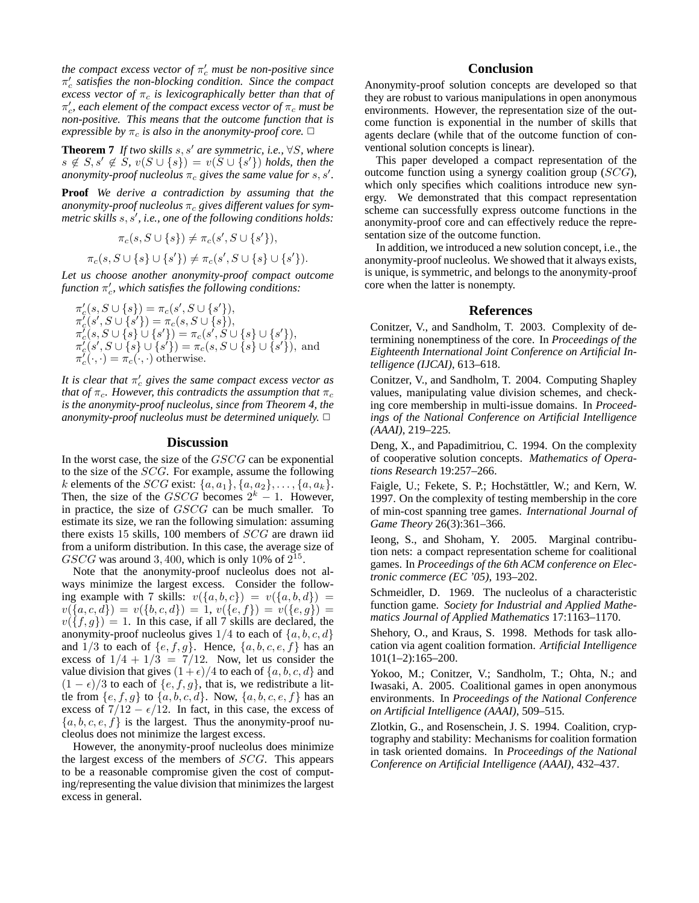*the compact excess vector of $\pi'_c$ must be non-positive since $\pi'_c$ satisfies the non-blocking condition. Since the compact excess vector of $\pi_c$ is lexicographically better than that of $\pi'_c$, each element of the compact excess vector of $\pi_c$ must be non-positive. This means that the outcome function that is expressible by $\pi_c$ is also in the anonymity-proof core.* □

**Theorem 7** *If two skills $s, s'$ are symmetric, i.e., $\forall S$, where $s \notin S, s' \notin S$, $v(S \cup \{s\}) = v(S \cup \{s'\})$ holds, then the anonymity-proof nucleolus $\pi_c$ gives the same value for $s, s'$.*

**Proof** *We derive a contradiction by assuming that the anonymity-proof nucleolus $\pi_c$ gives different values for symmetric skills $s, s'$, i.e., one of the following conditions holds:*

$$\pi_c(s, S \cup \{s\}) \neq \pi_c(s', S \cup \{s'\}),$$

$$\pi_c(s, S \cup \{s\} \cup \{s'\}) \neq \pi_c(s', S \cup \{s\} \cup \{s'\}).$$

*Let us choose another anonymity-proof compact outcome function $\pi'_c$, which satisfies the following conditions:*

$$\pi'_c(s, S \cup \{s\}) = \pi_c(s', S \cup \{s'\}),$$
$$\pi'_c(s', S \cup \{s'\}) = \pi_c(s, S \cup \{s\}),$$
$$\pi'_c(s, S \cup \{s\} \cup \{s'\}) = \pi_c(s', S \cup \{s\} \cup \{s'\}),$$
$$\pi'_c(s', S \cup \{s\} \cup \{s'\}) = \pi_c(s, S \cup \{s\} \cup \{s'\}), \text{ and}$$
$$\pi'_c(\cdot, \cdot) = \pi_c(\cdot, \cdot) \text{ otherwise.}$$

*It is clear that $\pi'_c$ gives the same compact excess vector as that of $\pi_c$. However, this contradicts the assumption that $\pi_c$ is the anonymity-proof nucleolus, since from Theorem 4, the anonymity-proof nucleolus must be determined uniquely.* □

## Discussion

In the worst case, the size of the $GSCG$ can be exponential to the size of the $SCG$. For example, assume the following $k$ elements of the $SCG$ exist: $\{a, a_1\}, \{a, a_2\}, \ldots, \{a, a_k\}$. Then, the size of the $GSCG$ becomes $2^k - 1$. However, in practice, the size of $GSCG$ can be much smaller. To estimate its size, we ran the following simulation: assuming there exists 15 skills, 100 members of $SCG$ are drawn iid from a uniform distribution. In this case, the average size of $GSCG$ was around $3,400$, which is only 10% of $2^{15}$.

Note that the anonymity-proof nucleolus does not always minimize the largest excess. Consider the following example with 7 skills: $v(\{a, b, c\}) = v(\{a, b, d\}) = v(\{a, c, d\}) = v(\{b, c, d\}) = 1$, $v(\{e, f\}) = v(\{e, g\}) = v(\{f, g\}) = 1$. In this case, if all 7 skills are declared, the anonymity-proof nucleolus gives $1/4$ to each of $\{a, b, c, d\}$ and $1/3$ to each of $\{e, f, g\}$. Hence, $\{a, b, c, e, f\}$ has an excess of $1/4 + 1/3 = 7/12$. Now, let us consider the value division that gives $(1 + \epsilon)/4$ to each of $\{a, b, c, d\}$ and $(1 - \epsilon)/3$ to each of $\{e, f, g\}$, that is, we redistribute a little from $\{e, f, g\}$ to $\{a, b, c, d\}$. Now, $\{a, b, c, e, f\}$ has an excess of $7/12 - \epsilon/12$. In fact, in this case, the excess of $\{a, b, c, e, f\}$ is the largest. Thus the anonymity-proof nucleolus does not minimize the largest excess.

However, the anonymity-proof nucleolus does minimize the largest excess of the members of $SCG$. This appears to be a reasonable compromise given the cost of computing/representing the value division that minimizes the largest excess in general.

## Conclusion

Anonymity-proof solution concepts are developed so that they are robust to various manipulations in open anonymous environments. However, the representation size of the outcome function is exponential in the number of skills that agents declare (while that of the outcome function of conventional solution concepts is linear).

This paper developed a compact representation of the outcome function using a synergy coalition group ($SCG$), which only specifies which coalitions introduce new synergy. We demonstrated that this compact representation scheme can successfully express outcome functions in the anonymity-proof core and can effectively reduce the representation size of the outcome function.

In addition, we introduced a new solution concept, i.e., the anonymity-proof nucleolus. We showed that it always exists, is unique, is symmetric, and belongs to the anonymity-proof core when the latter is nonempty.

## References

Conitzer, V., and Sandholm, T. 2003. Complexity of determining nonemptiness of the core. In *Proceedings of the Eighteenth International Joint Conference on Artificial Intelligence (IJCAI)*, 613–618.

Conitzer, V., and Sandholm, T. 2004. Computing Shapley values, manipulating value division schemes, and checking core membership in multi-issue domains. In *Proceedings of the National Conference on Artificial Intelligence (AAAI)*, 219–225.

Deng, X., and Papadimitriou, C. 1994. On the complexity of cooperative solution concepts. *Mathematics of Operations Research* 19:257–266.

Faigle, U.; Fekete, S. P.; Hochstättler, W.; and Kern, W. 1997. On the complexity of testing membership in the core of min-cost spanning tree games. *International Journal of Game Theory* 26(3):361–366.

Ieong, S., and Shoham, Y. 2005. Marginal contribution nets: a compact representation scheme for coalitional games. In *Proceedings of the 6th ACM conference on Electronic commerce (EC '05)*, 193–202.

Schmeidler, D. 1969. The nucleolus of a characteristic function game. *Society for Industrial and Applied Mathematics Journal of Applied Mathematics* 17:1163–1170.

Shehory, O., and Kraus, S. 1998. Methods for task allocation via agent coalition formation. *Artificial Intelligence* 101(1–2):165–200.

Yokoo, M.; Conitzer, V.; Sandholm, T.; Ohta, N.; and Iwasaki, A. 2005. Coalitional games in open anonymous environments. In *Proceedings of the National Conference on Artificial Intelligence (AAAI)*, 509–515.

Zlotkin, G., and Rosenschein, J. S. 1994. Coalition, cryptography and stability: Mechanisms for coalition formation in task oriented domains. In *Proceedings of the National Conference on Artificial Intelligence (AAAI)*, 432–437.